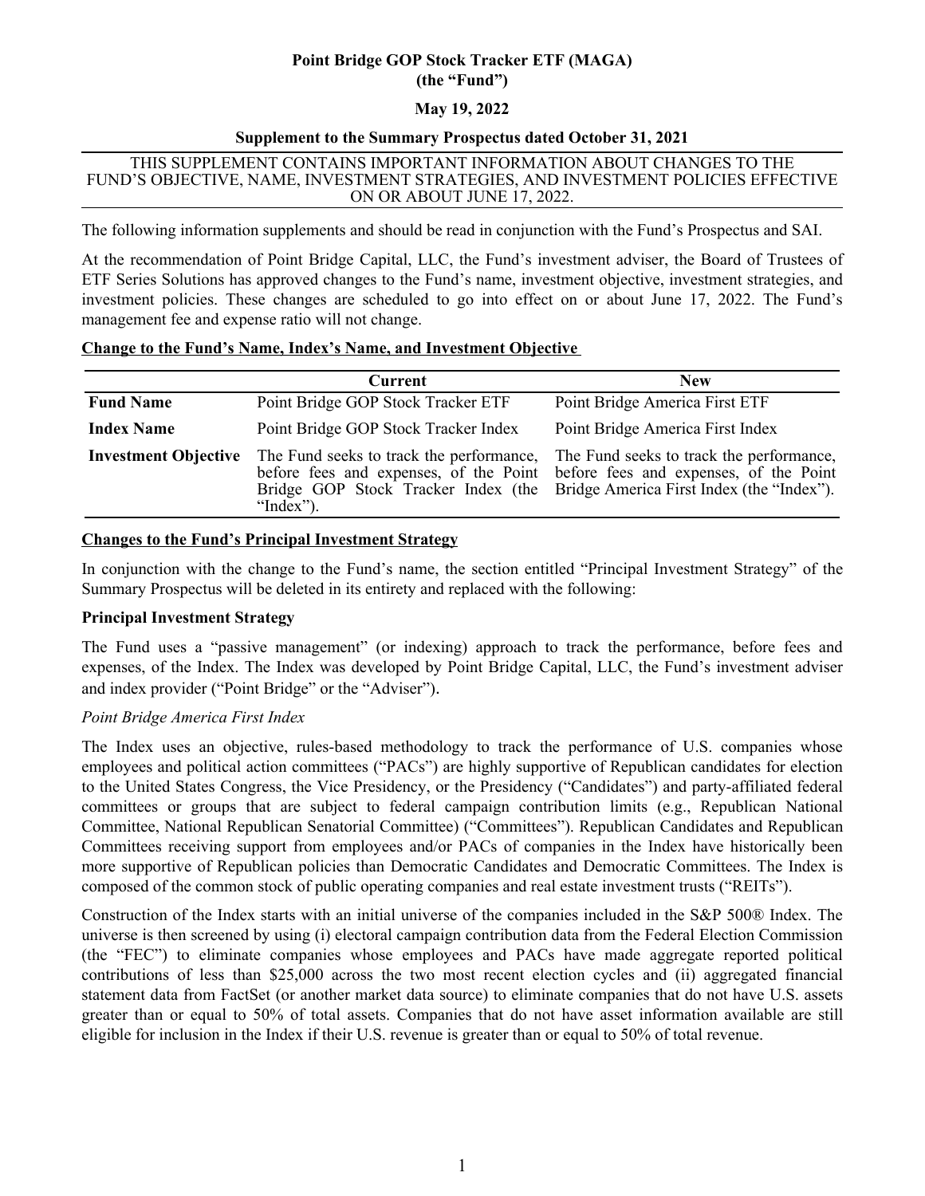**Point Bridge GOP Stock Tracker ETF (MAGA)**
**(the "Fund")**

**May 19, 2022**

**Supplement to the Summary Prospectus dated October 31, 2021**

THIS SUPPLEMENT CONTAINS IMPORTANT INFORMATION ABOUT CHANGES TO THE FUND'S OBJECTIVE, NAME, INVESTMENT STRATEGIES, AND INVESTMENT POLICIES EFFECTIVE ON OR ABOUT JUNE 17, 2022.

The following information supplements and should be read in conjunction with the Fund's Prospectus and SAI.

At the recommendation of Point Bridge Capital, LLC, the Fund's investment adviser, the Board of Trustees of ETF Series Solutions has approved changes to the Fund's name, investment objective, investment strategies, and investment policies. These changes are scheduled to go into effect on or about June 17, 2022. The Fund's management fee and expense ratio will not change.

**Change to the Fund's Name, Index's Name, and Investment Objective**

| | Current | New |
|---|---|---|
| **Fund Name** | Point Bridge GOP Stock Tracker ETF | Point Bridge America First ETF |
| **Index Name** | Point Bridge GOP Stock Tracker Index | Point Bridge America First Index |
| **Investment Objective** | The Fund seeks to track the performance, before fees and expenses, of the Point Bridge GOP Stock Tracker Index (the "Index"). | The Fund seeks to track the performance, before fees and expenses, of the Point Bridge America First Index (the "Index"). |

**Changes to the Fund's Principal Investment Strategy**

In conjunction with the change to the Fund's name, the section entitled "Principal Investment Strategy" of the Summary Prospectus will be deleted in its entirety and replaced with the following:

**Principal Investment Strategy**

The Fund uses a "passive management" (or indexing) approach to track the performance, before fees and expenses, of the Index. The Index was developed by Point Bridge Capital, LLC, the Fund's investment adviser and index provider ("Point Bridge" or the "Adviser").

*Point Bridge America First Index*

The Index uses an objective, rules-based methodology to track the performance of U.S. companies whose employees and political action committees ("PACs") are highly supportive of Republican candidates for election to the United States Congress, the Vice Presidency, or the Presidency ("Candidates") and party-affiliated federal committees or groups that are subject to federal campaign contribution limits (e.g., Republican National Committee, National Republican Senatorial Committee) ("Committees"). Republican Candidates and Republican Committees receiving support from employees and/or PACs of companies in the Index have historically been more supportive of Republican policies than Democratic Candidates and Democratic Committees. The Index is composed of the common stock of public operating companies and real estate investment trusts ("REITs").

Construction of the Index starts with an initial universe of the companies included in the S&P 500® Index. The universe is then screened by using (i) electoral campaign contribution data from the Federal Election Commission (the "FEC") to eliminate companies whose employees and PACs have made aggregate reported political contributions of less than $25,000 across the two most recent election cycles and (ii) aggregated financial statement data from FactSet (or another market data source) to eliminate companies that do not have U.S. assets greater than or equal to 50% of total assets. Companies that do not have asset information available are still eligible for inclusion in the Index if their U.S. revenue is greater than or equal to 50% of total revenue.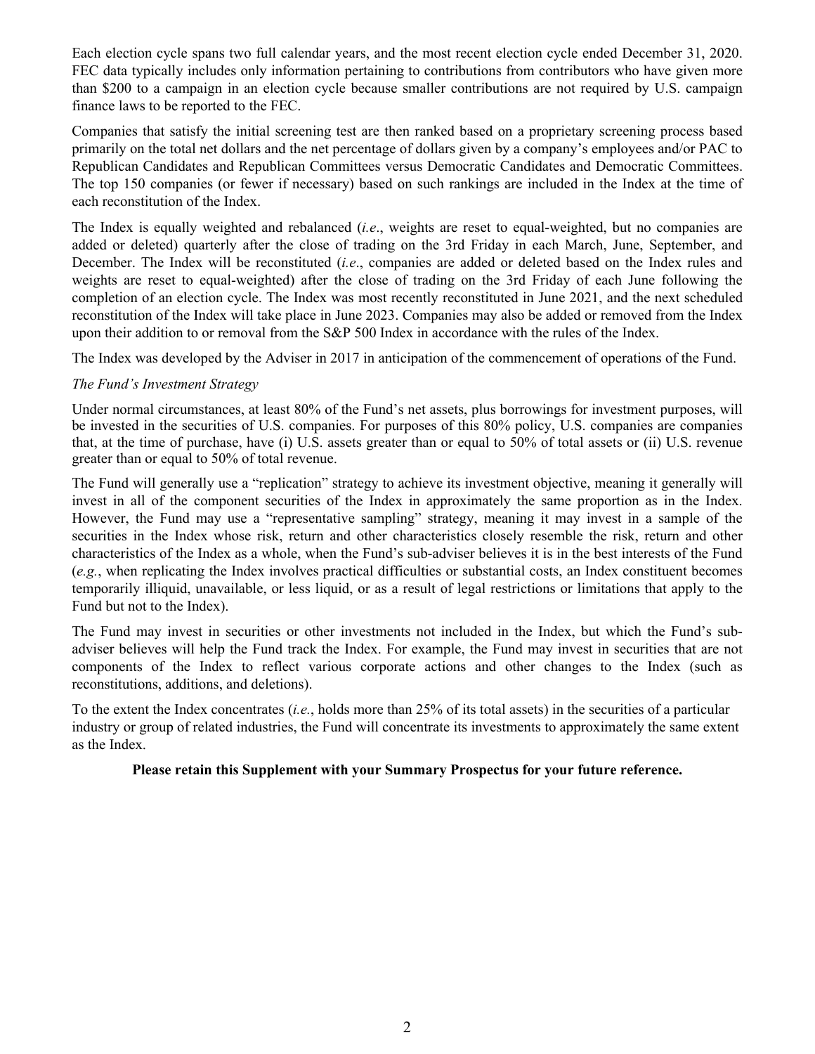Each election cycle spans two full calendar years, and the most recent election cycle ended December 31, 2020. FEC data typically includes only information pertaining to contributions from contributors who have given more than $200 to a campaign in an election cycle because smaller contributions are not required by U.S. campaign finance laws to be reported to the FEC.

Companies that satisfy the initial screening test are then ranked based on a proprietary screening process based primarily on the total net dollars and the net percentage of dollars given by a company's employees and/or PAC to Republican Candidates and Republican Committees versus Democratic Candidates and Democratic Committees. The top 150 companies (or fewer if necessary) based on such rankings are included in the Index at the time of each reconstitution of the Index.

The Index is equally weighted and rebalanced (*i.e*., weights are reset to equal-weighted, but no companies are added or deleted) quarterly after the close of trading on the 3rd Friday in each March, June, September, and December. The Index will be reconstituted (*i.e*., companies are added or deleted based on the Index rules and weights are reset to equal-weighted) after the close of trading on the 3rd Friday of each June following the completion of an election cycle. The Index was most recently reconstituted in June 2021, and the next scheduled reconstitution of the Index will take place in June 2023. Companies may also be added or removed from the Index upon their addition to or removal from the S&P 500 Index in accordance with the rules of the Index.

The Index was developed by the Adviser in 2017 in anticipation of the commencement of operations of the Fund.

*The Fund's Investment Strategy*

Under normal circumstances, at least 80% of the Fund's net assets, plus borrowings for investment purposes, will be invested in the securities of U.S. companies. For purposes of this 80% policy, U.S. companies are companies that, at the time of purchase, have (i) U.S. assets greater than or equal to 50% of total assets or (ii) U.S. revenue greater than or equal to 50% of total revenue.

The Fund will generally use a "replication" strategy to achieve its investment objective, meaning it generally will invest in all of the component securities of the Index in approximately the same proportion as in the Index. However, the Fund may use a "representative sampling" strategy, meaning it may invest in a sample of the securities in the Index whose risk, return and other characteristics closely resemble the risk, return and other characteristics of the Index as a whole, when the Fund's sub-adviser believes it is in the best interests of the Fund (*e.g.*, when replicating the Index involves practical difficulties or substantial costs, an Index constituent becomes temporarily illiquid, unavailable, or less liquid, or as a result of legal restrictions or limitations that apply to the Fund but not to the Index).

The Fund may invest in securities or other investments not included in the Index, but which the Fund's sub-adviser believes will help the Fund track the Index. For example, the Fund may invest in securities that are not components of the Index to reflect various corporate actions and other changes to the Index (such as reconstitutions, additions, and deletions).

To the extent the Index concentrates (*i.e.*, holds more than 25% of its total assets) in the securities of a particular industry or group of related industries, the Fund will concentrate its investments to approximately the same extent as the Index.

**Please retain this Supplement with your Summary Prospectus for your future reference.**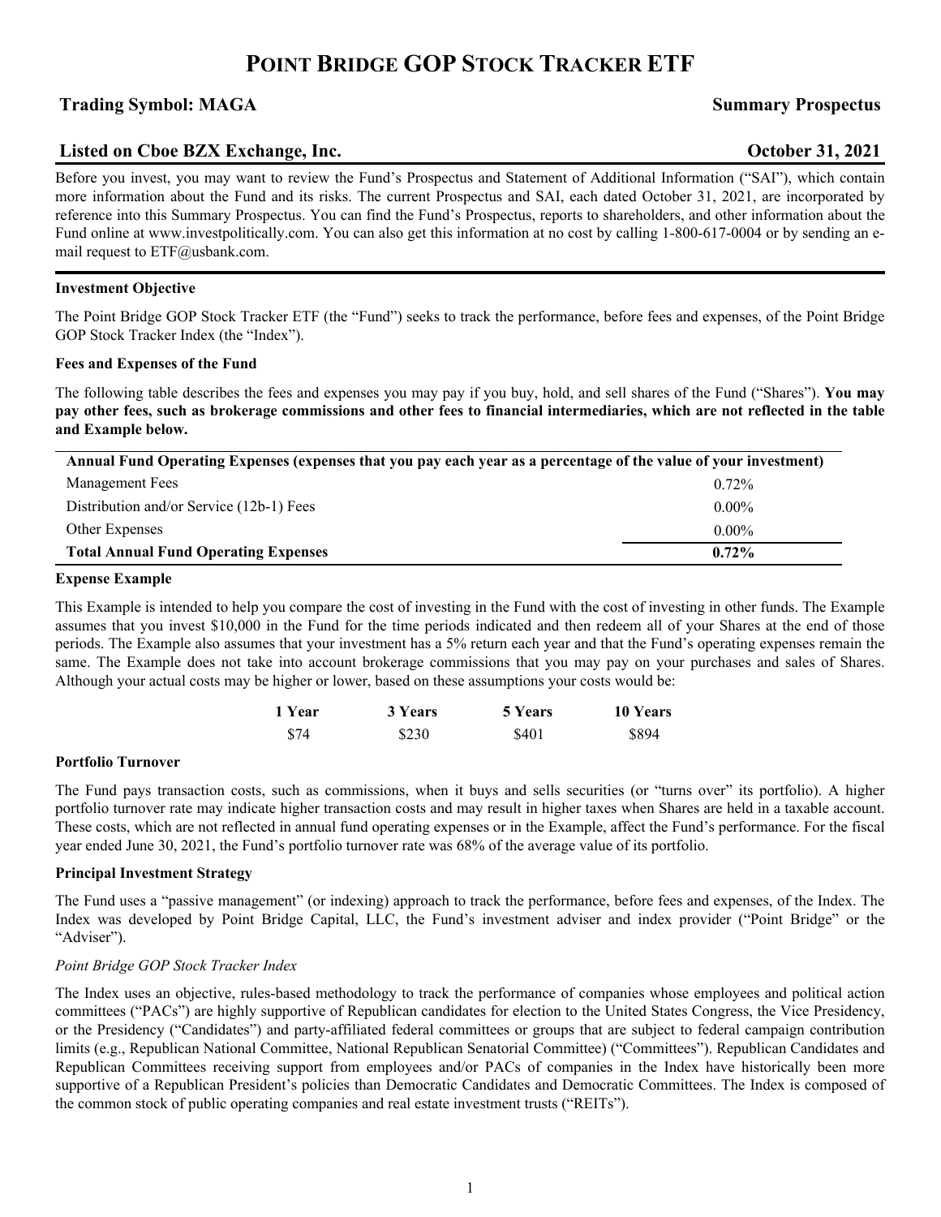# Point Bridge GOP Stock Tracker ETF

**Trading Symbol: MAGA** — **Summary Prospectus**

**Listed on Cboe BZX Exchange, Inc.** — **October 31, 2021**

Before you invest, you may want to review the Fund's Prospectus and Statement of Additional Information ("SAI"), which contain more information about the Fund and its risks. The current Prospectus and SAI, each dated October 31, 2021, are incorporated by reference into this Summary Prospectus. You can find the Fund's Prospectus, reports to shareholders, and other information about the Fund online at www.investpolitically.com. You can also get this information at no cost by calling 1-800-617-0004 or by sending an e-mail request to ETF@usbank.com.

---

### Investment Objective

The Point Bridge GOP Stock Tracker ETF (the "Fund") seeks to track the performance, before fees and expenses, of the Point Bridge GOP Stock Tracker Index (the "Index").

### Fees and Expenses of the Fund

The following table describes the fees and expenses you may pay if you buy, hold, and sell shares of the Fund ("Shares"). **You may pay other fees, such as brokerage commissions and other fees to financial intermediaries, which are not reflected in the table and Example below.**

| Annual Fund Operating Expenses (expenses that you pay each year as a percentage of the value of your investment) | |
|---|---|
| Management Fees | 0.72% |
| Distribution and/or Service (12b-1) Fees | 0.00% |
| Other Expenses | 0.00% |
| **Total Annual Fund Operating Expenses** | **0.72%** |

### Expense Example

This Example is intended to help you compare the cost of investing in the Fund with the cost of investing in other funds. The Example assumes that you invest $10,000 in the Fund for the time periods indicated and then redeem all of your Shares at the end of those periods. The Example also assumes that your investment has a 5% return each year and that the Fund's operating expenses remain the same. The Example does not take into account brokerage commissions that you may pay on your purchases and sales of Shares. Although your actual costs may be higher or lower, based on these assumptions your costs would be:

| 1 Year | 3 Years | 5 Years | 10 Years |
|---|---|---|---|
| $74 | $230 | $401 | $894 |

### Portfolio Turnover

The Fund pays transaction costs, such as commissions, when it buys and sells securities (or "turns over" its portfolio). A higher portfolio turnover rate may indicate higher transaction costs and may result in higher taxes when Shares are held in a taxable account. These costs, which are not reflected in annual fund operating expenses or in the Example, affect the Fund's performance. For the fiscal year ended June 30, 2021, the Fund's portfolio turnover rate was 68% of the average value of its portfolio.

### Principal Investment Strategy

The Fund uses a "passive management" (or indexing) approach to track the performance, before fees and expenses, of the Index. The Index was developed by Point Bridge Capital, LLC, the Fund's investment adviser and index provider ("Point Bridge" or the "Adviser").

*Point Bridge GOP Stock Tracker Index*

The Index uses an objective, rules-based methodology to track the performance of companies whose employees and political action committees ("PACs") are highly supportive of Republican candidates for election to the United States Congress, the Vice Presidency, or the Presidency ("Candidates") and party-affiliated federal committees or groups that are subject to federal campaign contribution limits (e.g., Republican National Committee, National Republican Senatorial Committee) ("Committees"). Republican Candidates and Republican Committees receiving support from employees and/or PACs of companies in the Index have historically been more supportive of a Republican President's policies than Democratic Candidates and Democratic Committees. The Index is composed of the common stock of public operating companies and real estate investment trusts ("REITs").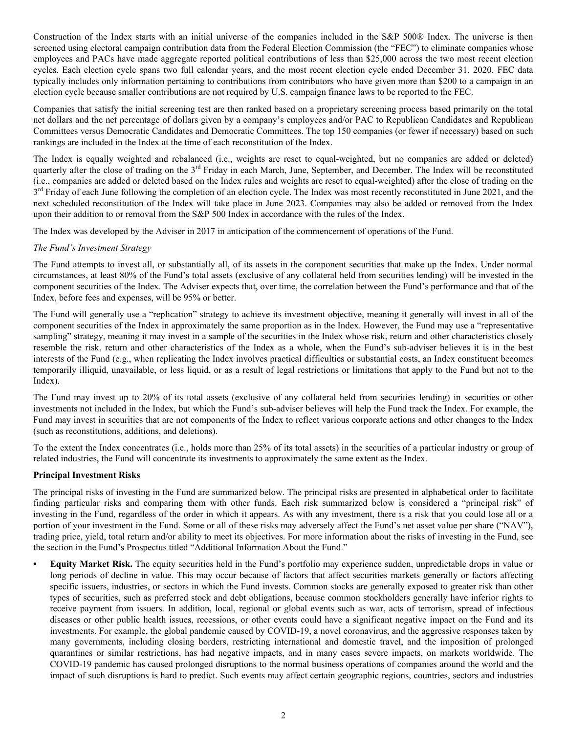Construction of the Index starts with an initial universe of the companies included in the S&P 500® Index. The universe is then screened using electoral campaign contribution data from the Federal Election Commission (the "FEC") to eliminate companies whose employees and PACs have made aggregate reported political contributions of less than $25,000 across the two most recent election cycles. Each election cycle spans two full calendar years, and the most recent election cycle ended December 31, 2020. FEC data typically includes only information pertaining to contributions from contributors who have given more than $200 to a campaign in an election cycle because smaller contributions are not required by U.S. campaign finance laws to be reported to the FEC.

Companies that satisfy the initial screening test are then ranked based on a proprietary screening process based primarily on the total net dollars and the net percentage of dollars given by a company's employees and/or PAC to Republican Candidates and Republican Committees versus Democratic Candidates and Democratic Committees. The top 150 companies (or fewer if necessary) based on such rankings are included in the Index at the time of each reconstitution of the Index.

The Index is equally weighted and rebalanced (i.e., weights are reset to equal-weighted, but no companies are added or deleted) quarterly after the close of trading on the 3rd Friday in each March, June, September, and December. The Index will be reconstituted (i.e., companies are added or deleted based on the Index rules and weights are reset to equal-weighted) after the close of trading on the 3rd Friday of each June following the completion of an election cycle. The Index was most recently reconstituted in June 2021, and the next scheduled reconstitution of the Index will take place in June 2023. Companies may also be added or removed from the Index upon their addition to or removal from the S&P 500 Index in accordance with the rules of the Index.

The Index was developed by the Adviser in 2017 in anticipation of the commencement of operations of the Fund.

*The Fund's Investment Strategy*

The Fund attempts to invest all, or substantially all, of its assets in the component securities that make up the Index. Under normal circumstances, at least 80% of the Fund's total assets (exclusive of any collateral held from securities lending) will be invested in the component securities of the Index. The Adviser expects that, over time, the correlation between the Fund's performance and that of the Index, before fees and expenses, will be 95% or better.

The Fund will generally use a "replication" strategy to achieve its investment objective, meaning it generally will invest in all of the component securities of the Index in approximately the same proportion as in the Index. However, the Fund may use a "representative sampling" strategy, meaning it may invest in a sample of the securities in the Index whose risk, return and other characteristics closely resemble the risk, return and other characteristics of the Index as a whole, when the Fund's sub-adviser believes it is in the best interests of the Fund (e.g., when replicating the Index involves practical difficulties or substantial costs, an Index constituent becomes temporarily illiquid, unavailable, or less liquid, or as a result of legal restrictions or limitations that apply to the Fund but not to the Index).

The Fund may invest up to 20% of its total assets (exclusive of any collateral held from securities lending) in securities or other investments not included in the Index, but which the Fund's sub-adviser believes will help the Fund track the Index. For example, the Fund may invest in securities that are not components of the Index to reflect various corporate actions and other changes to the Index (such as reconstitutions, additions, and deletions).

To the extent the Index concentrates (i.e., holds more than 25% of its total assets) in the securities of a particular industry or group of related industries, the Fund will concentrate its investments to approximately the same extent as the Index.

**Principal Investment Risks**

The principal risks of investing in the Fund are summarized below. The principal risks are presented in alphabetical order to facilitate finding particular risks and comparing them with other funds. Each risk summarized below is considered a "principal risk" of investing in the Fund, regardless of the order in which it appears. As with any investment, there is a risk that you could lose all or a portion of your investment in the Fund. Some or all of these risks may adversely affect the Fund's net asset value per share ("NAV"), trading price, yield, total return and/or ability to meet its objectives. For more information about the risks of investing in the Fund, see the section in the Fund's Prospectus titled "Additional Information About the Fund."

- **Equity Market Risk.** The equity securities held in the Fund's portfolio may experience sudden, unpredictable drops in value or long periods of decline in value. This may occur because of factors that affect securities markets generally or factors affecting specific issuers, industries, or sectors in which the Fund invests. Common stocks are generally exposed to greater risk than other types of securities, such as preferred stock and debt obligations, because common stockholders generally have inferior rights to receive payment from issuers. In addition, local, regional or global events such as war, acts of terrorism, spread of infectious diseases or other public health issues, recessions, or other events could have a significant negative impact on the Fund and its investments. For example, the global pandemic caused by COVID-19, a novel coronavirus, and the aggressive responses taken by many governments, including closing borders, restricting international and domestic travel, and the imposition of prolonged quarantines or similar restrictions, has had negative impacts, and in many cases severe impacts, on markets worldwide. The COVID-19 pandemic has caused prolonged disruptions to the normal business operations of companies around the world and the impact of such disruptions is hard to predict. Such events may affect certain geographic regions, countries, sectors and industries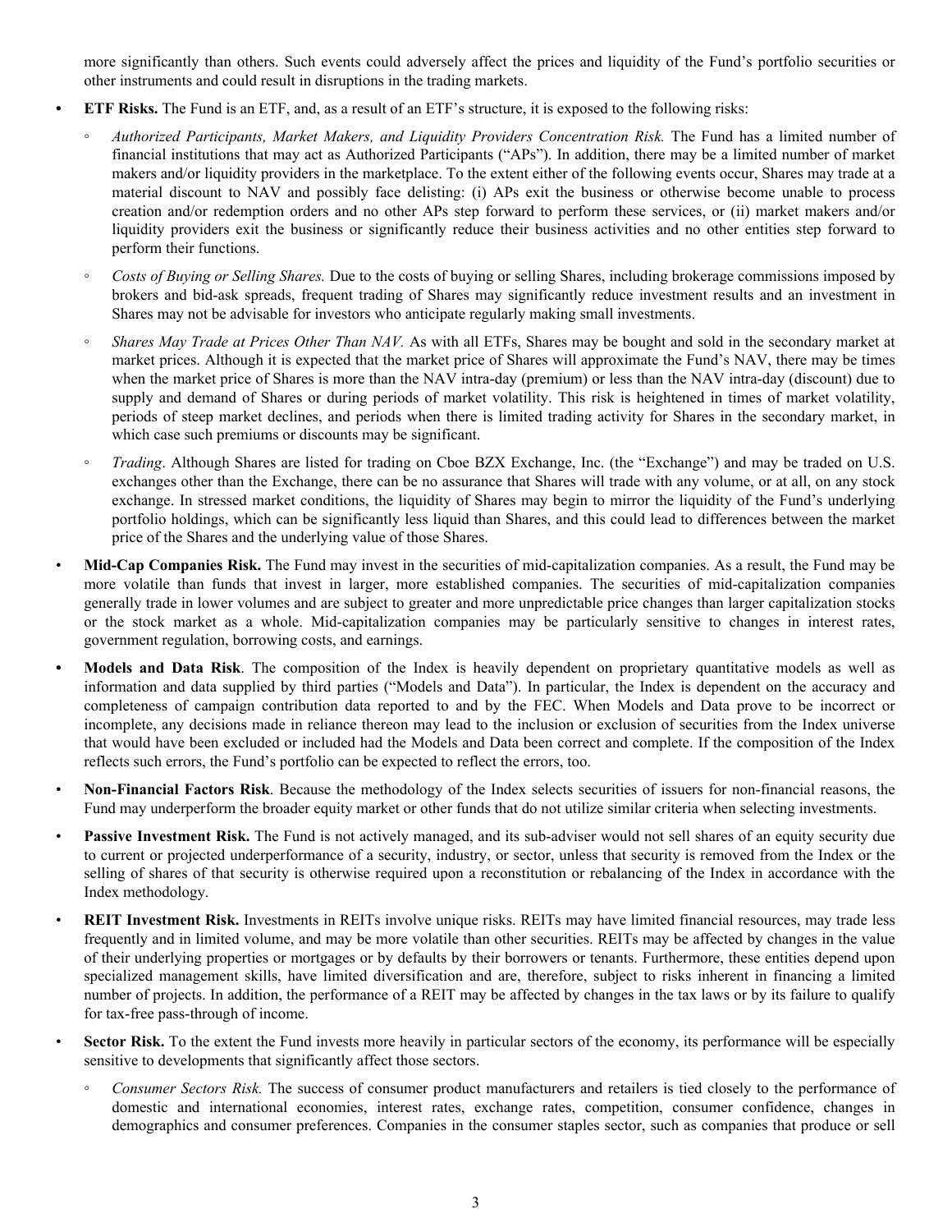more significantly than others. Such events could adversely affect the prices and liquidity of the Fund's portfolio securities or other instruments and could result in disruptions in the trading markets.

- **ETF Risks.** The Fund is an ETF, and, as a result of an ETF's structure, it is exposed to the following risks:
  - *Authorized Participants, Market Makers, and Liquidity Providers Concentration Risk.* The Fund has a limited number of financial institutions that may act as Authorized Participants ("APs"). In addition, there may be a limited number of market makers and/or liquidity providers in the marketplace. To the extent either of the following events occur, Shares may trade at a material discount to NAV and possibly face delisting: (i) APs exit the business or otherwise become unable to process creation and/or redemption orders and no other APs step forward to perform these services, or (ii) market makers and/or liquidity providers exit the business or significantly reduce their business activities and no other entities step forward to perform their functions.
  - *Costs of Buying or Selling Shares.* Due to the costs of buying or selling Shares, including brokerage commissions imposed by brokers and bid-ask spreads, frequent trading of Shares may significantly reduce investment results and an investment in Shares may not be advisable for investors who anticipate regularly making small investments.
  - *Shares May Trade at Prices Other Than NAV.* As with all ETFs, Shares may be bought and sold in the secondary market at market prices. Although it is expected that the market price of Shares will approximate the Fund's NAV, there may be times when the market price of Shares is more than the NAV intra-day (premium) or less than the NAV intra-day (discount) due to supply and demand of Shares or during periods of market volatility. This risk is heightened in times of market volatility, periods of steep market declines, and periods when there is limited trading activity for Shares in the secondary market, in which case such premiums or discounts may be significant.
  - *Trading*. Although Shares are listed for trading on Cboe BZX Exchange, Inc. (the "Exchange") and may be traded on U.S. exchanges other than the Exchange, there can be no assurance that Shares will trade with any volume, or at all, on any stock exchange. In stressed market conditions, the liquidity of Shares may begin to mirror the liquidity of the Fund's underlying portfolio holdings, which can be significantly less liquid than Shares, and this could lead to differences between the market price of the Shares and the underlying value of those Shares.
- **Mid-Cap Companies Risk.** The Fund may invest in the securities of mid-capitalization companies. As a result, the Fund may be more volatile than funds that invest in larger, more established companies. The securities of mid-capitalization companies generally trade in lower volumes and are subject to greater and more unpredictable price changes than larger capitalization stocks or the stock market as a whole. Mid-capitalization companies may be particularly sensitive to changes in interest rates, government regulation, borrowing costs, and earnings.
- **Models and Data Risk**. The composition of the Index is heavily dependent on proprietary quantitative models as well as information and data supplied by third parties ("Models and Data"). In particular, the Index is dependent on the accuracy and completeness of campaign contribution data reported to and by the FEC. When Models and Data prove to be incorrect or incomplete, any decisions made in reliance thereon may lead to the inclusion or exclusion of securities from the Index universe that would have been excluded or included had the Models and Data been correct and complete. If the composition of the Index reflects such errors, the Fund's portfolio can be expected to reflect the errors, too.
- **Non-Financial Factors Risk**. Because the methodology of the Index selects securities of issuers for non-financial reasons, the Fund may underperform the broader equity market or other funds that do not utilize similar criteria when selecting investments.
- **Passive Investment Risk.** The Fund is not actively managed, and its sub-adviser would not sell shares of an equity security due to current or projected underperformance of a security, industry, or sector, unless that security is removed from the Index or the selling of shares of that security is otherwise required upon a reconstitution or rebalancing of the Index in accordance with the Index methodology.
- **REIT Investment Risk.** Investments in REITs involve unique risks. REITs may have limited financial resources, may trade less frequently and in limited volume, and may be more volatile than other securities. REITs may be affected by changes in the value of their underlying properties or mortgages or by defaults by their borrowers or tenants. Furthermore, these entities depend upon specialized management skills, have limited diversification and are, therefore, subject to risks inherent in financing a limited number of projects. In addition, the performance of a REIT may be affected by changes in the tax laws or by its failure to qualify for tax-free pass-through of income.
- **Sector Risk.** To the extent the Fund invests more heavily in particular sectors of the economy, its performance will be especially sensitive to developments that significantly affect those sectors.
  - *Consumer Sectors Risk.* The success of consumer product manufacturers and retailers is tied closely to the performance of domestic and international economies, interest rates, exchange rates, competition, consumer confidence, changes in demographics and consumer preferences. Companies in the consumer staples sector, such as companies that produce or sell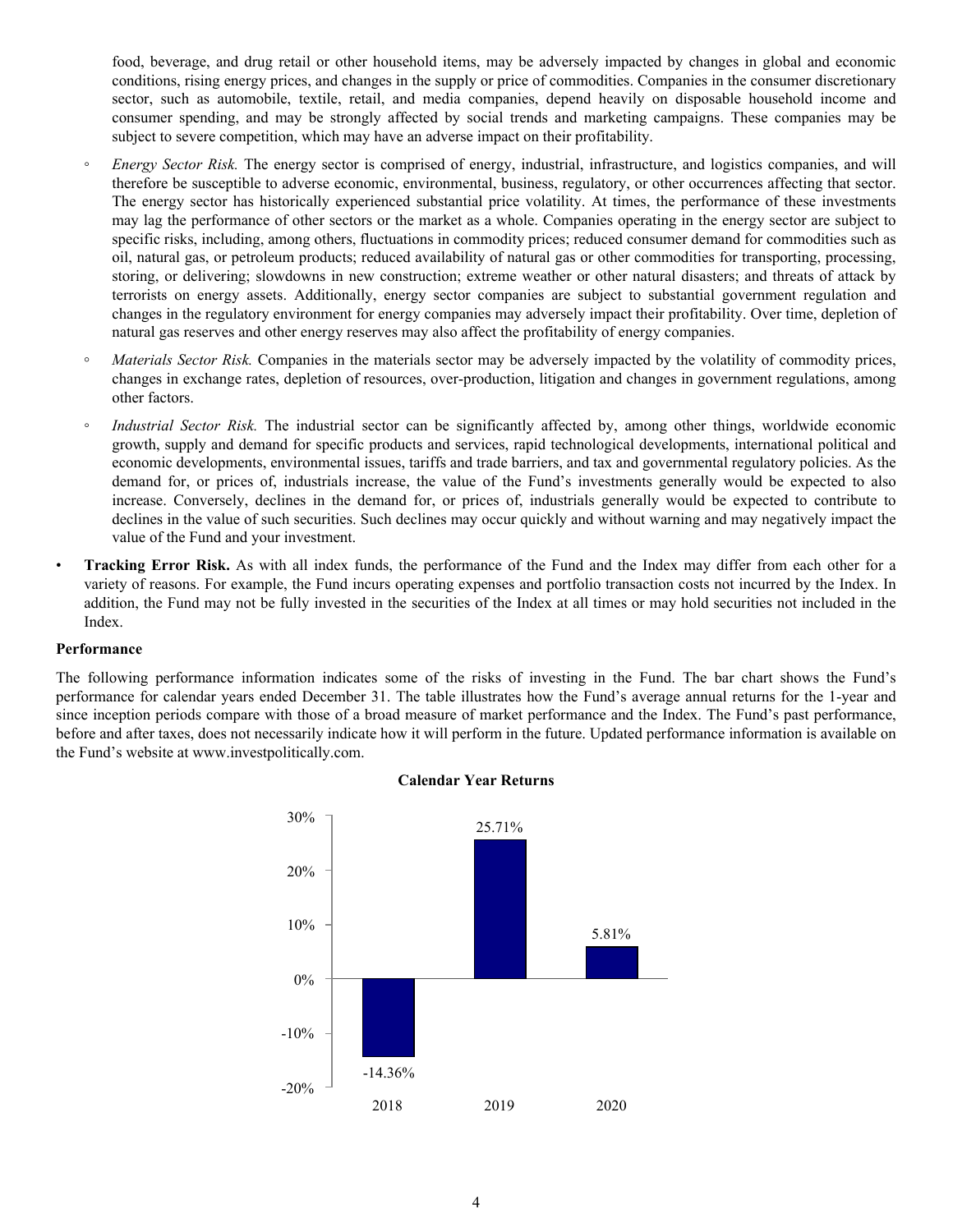food, beverage, and drug retail or other household items, may be adversely impacted by changes in global and economic conditions, rising energy prices, and changes in the supply or price of commodities. Companies in the consumer discretionary sector, such as automobile, textile, retail, and media companies, depend heavily on disposable household income and consumer spending, and may be strongly affected by social trends and marketing campaigns. These companies may be subject to severe competition, which may have an adverse impact on their profitability.

- *Energy Sector Risk.* The energy sector is comprised of energy, industrial, infrastructure, and logistics companies, and will therefore be susceptible to adverse economic, environmental, business, regulatory, or other occurrences affecting that sector. The energy sector has historically experienced substantial price volatility. At times, the performance of these investments may lag the performance of other sectors or the market as a whole. Companies operating in the energy sector are subject to specific risks, including, among others, fluctuations in commodity prices; reduced consumer demand for commodities such as oil, natural gas, or petroleum products; reduced availability of natural gas or other commodities for transporting, processing, storing, or delivering; slowdowns in new construction; extreme weather or other natural disasters; and threats of attack by terrorists on energy assets. Additionally, energy sector companies are subject to substantial government regulation and changes in the regulatory environment for energy companies may adversely impact their profitability. Over time, depletion of natural gas reserves and other energy reserves may also affect the profitability of energy companies.
- *Materials Sector Risk.* Companies in the materials sector may be adversely impacted by the volatility of commodity prices, changes in exchange rates, depletion of resources, over-production, litigation and changes in government regulations, among other factors.
- *Industrial Sector Risk.* The industrial sector can be significantly affected by, among other things, worldwide economic growth, supply and demand for specific products and services, rapid technological developments, international political and economic developments, environmental issues, tariffs and trade barriers, and tax and governmental regulatory policies. As the demand for, or prices of, industrials increase, the value of the Fund's investments generally would be expected to also increase. Conversely, declines in the demand for, or prices of, industrials generally would be expected to contribute to declines in the value of such securities. Such declines may occur quickly and without warning and may negatively impact the value of the Fund and your investment.

- **Tracking Error Risk.** As with all index funds, the performance of the Fund and the Index may differ from each other for a variety of reasons. For example, the Fund incurs operating expenses and portfolio transaction costs not incurred by the Index. In addition, the Fund may not be fully invested in the securities of the Index at all times or may hold securities not included in the Index.

### Performance

The following performance information indicates some of the risks of investing in the Fund. The bar chart shows the Fund's performance for calendar years ended December 31. The table illustrates how the Fund's average annual returns for the 1-year and since inception periods compare with those of a broad measure of market performance and the Index. The Fund's past performance, before and after taxes, does not necessarily indicate how it will perform in the future. Updated performance information is available on the Fund's website at www.investpolitically.com.

**Calendar Year Returns**

| Year | Return |
|---|---|
| 2018 | -14.36% |
| 2019 | 25.71% |
| 2020 | 5.81% |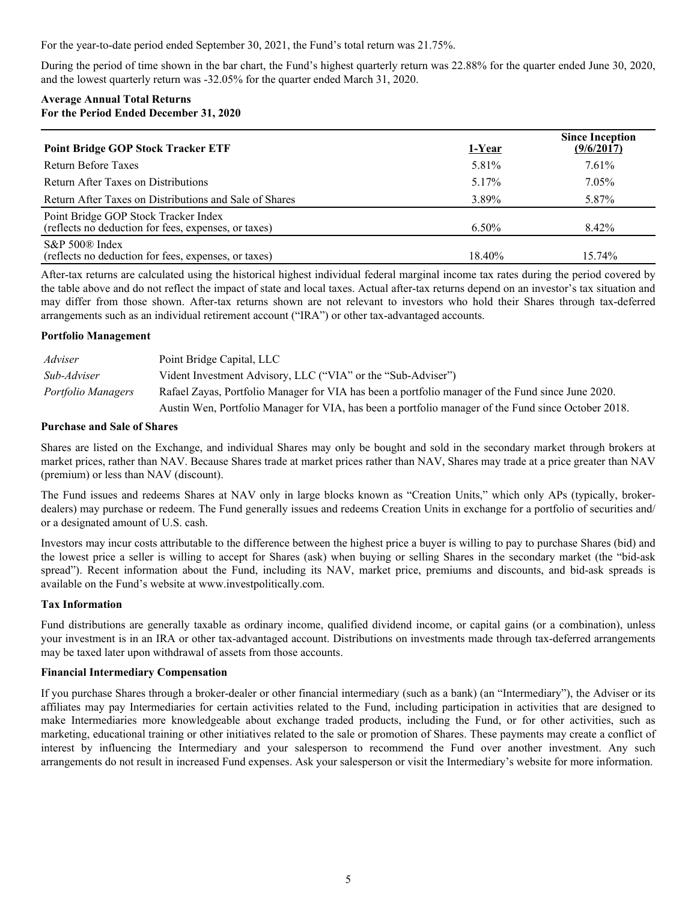For the year-to-date period ended September 30, 2021, the Fund's total return was 21.75%.

During the period of time shown in the bar chart, the Fund's highest quarterly return was 22.88% for the quarter ended June 30, 2020, and the lowest quarterly return was -32.05% for the quarter ended March 31, 2020.

**Average Annual Total Returns**
**For the Period Ended December 31, 2020**

| Point Bridge GOP Stock Tracker ETF | 1-Year | Since Inception (9/6/2017) |
|---|---|---|
| Return Before Taxes | 5.81% | 7.61% |
| Return After Taxes on Distributions | 5.17% | 7.05% |
| Return After Taxes on Distributions and Sale of Shares | 3.89% | 5.87% |
| Point Bridge GOP Stock Tracker Index (reflects no deduction for fees, expenses, or taxes) | 6.50% | 8.42% |
| S&P 500® Index (reflects no deduction for fees, expenses, or taxes) | 18.40% | 15.74% |

After-tax returns are calculated using the historical highest individual federal marginal income tax rates during the period covered by the table above and do not reflect the impact of state and local taxes. Actual after-tax returns depend on an investor's tax situation and may differ from those shown. After-tax returns shown are not relevant to investors who hold their Shares through tax-deferred arrangements such as an individual retirement account ("IRA") or other tax-advantaged accounts.

**Portfolio Management**

| | |
|---|---|
| *Adviser* | Point Bridge Capital, LLC |
| *Sub-Adviser* | Vident Investment Advisory, LLC ("VIA" or the "Sub-Adviser") |
| *Portfolio Managers* | Rafael Zayas, Portfolio Manager for VIA has been a portfolio manager of the Fund since June 2020. |
| | Austin Wen, Portfolio Manager for VIA, has been a portfolio manager of the Fund since October 2018. |

**Purchase and Sale of Shares**

Shares are listed on the Exchange, and individual Shares may only be bought and sold in the secondary market through brokers at market prices, rather than NAV. Because Shares trade at market prices rather than NAV, Shares may trade at a price greater than NAV (premium) or less than NAV (discount).

The Fund issues and redeems Shares at NAV only in large blocks known as "Creation Units," which only APs (typically, broker-dealers) may purchase or redeem. The Fund generally issues and redeems Creation Units in exchange for a portfolio of securities and/or a designated amount of U.S. cash.

Investors may incur costs attributable to the difference between the highest price a buyer is willing to pay to purchase Shares (bid) and the lowest price a seller is willing to accept for Shares (ask) when buying or selling Shares in the secondary market (the "bid-ask spread"). Recent information about the Fund, including its NAV, market price, premiums and discounts, and bid-ask spreads is available on the Fund's website at www.investpolitically.com.

**Tax Information**

Fund distributions are generally taxable as ordinary income, qualified dividend income, or capital gains (or a combination), unless your investment is in an IRA or other tax-advantaged account. Distributions on investments made through tax-deferred arrangements may be taxed later upon withdrawal of assets from those accounts.

**Financial Intermediary Compensation**

If you purchase Shares through a broker-dealer or other financial intermediary (such as a bank) (an "Intermediary"), the Adviser or its affiliates may pay Intermediaries for certain activities related to the Fund, including participation in activities that are designed to make Intermediaries more knowledgeable about exchange traded products, including the Fund, or for other activities, such as marketing, educational training or other initiatives related to the sale or promotion of Shares. These payments may create a conflict of interest by influencing the Intermediary and your salesperson to recommend the Fund over another investment. Any such arrangements do not result in increased Fund expenses. Ask your salesperson or visit the Intermediary's website for more information.